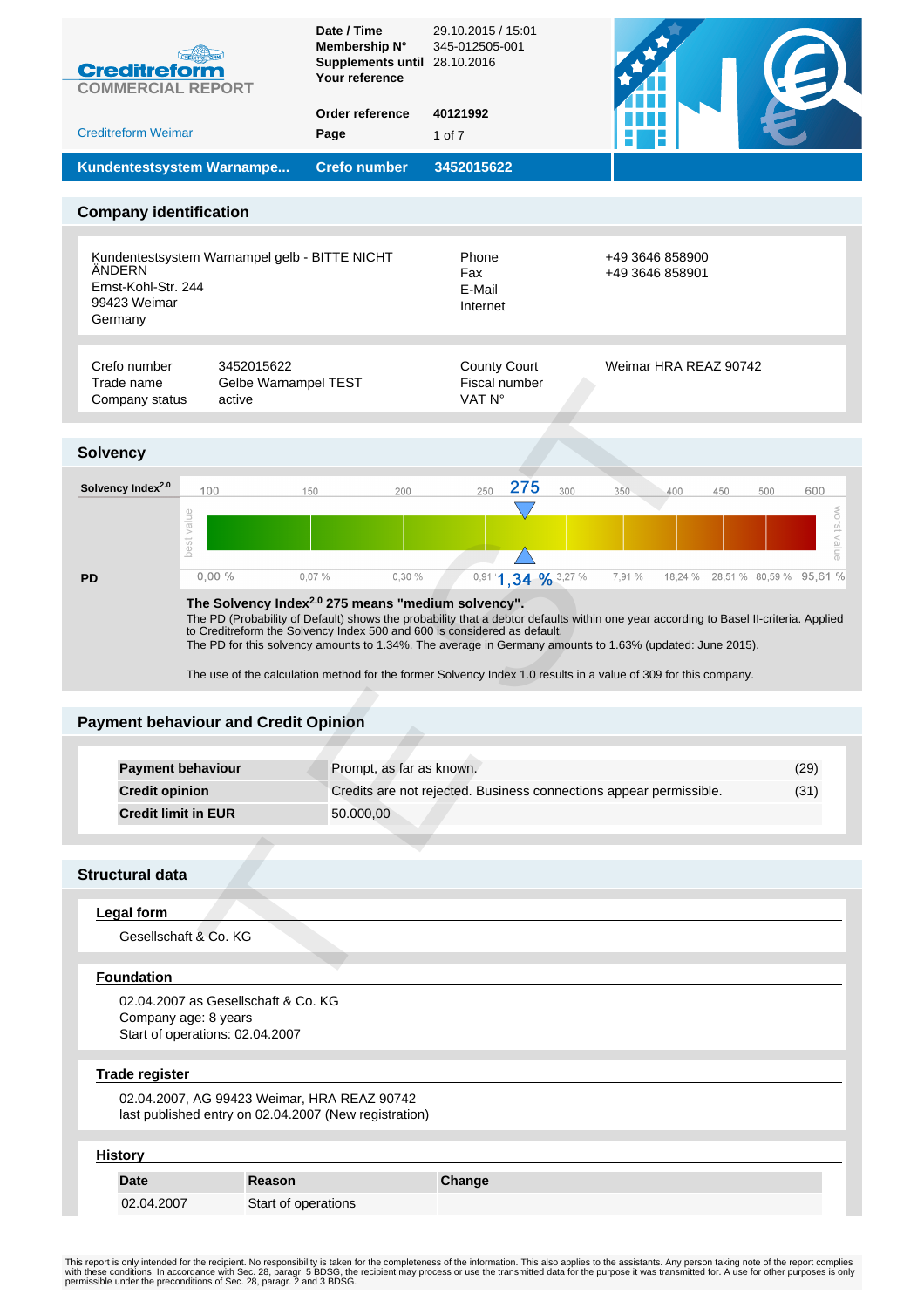**Creditreform**
COMMERCIAL REPORT

Creditreform Weimar

| | |
|---|---|
| **Date / Time** | 29.10.2015 / 15:01 |
| **Membership N°** | 345-012505-001 |
| **Supplements until** | 28.10.2016 |
| **Your reference** | |
| **Order reference** | 40121992 |

**Kundentestsystem Warnampe...** | **Crefo number** | **3452015622**

## Company identification

Kundentestsystem Warnampel gelb - BITTE NICHT ÄNDERN
Ernst-Kohl-Str. 244
99423 Weimar
Germany

| | |
|---|---|
| Phone | +49 3646 858900 |
| Fax | +49 3646 858901 |
| E-Mail | |
| Internet | |

| | |
|---|---|
| Crefo number | 3452015622 |
| Trade name | Gelbe Warnampel TEST |
| Company status | active |

| | |
|---|---|
| County Court | Weimar HRA REAZ 90742 |
| Fiscal number | |
| VAT N° | |

## Solvency

| Solvency Index 2.0 | 100 | 150 | 200 | 250 | **275** | 300 | 350 | 400 | 450 | 500 | 600 |
|---|---|---|---|---|---|---|---|---|---|---|---|
| **PD** | 0,00 % | 0,07 % | 0,30 % | 0,91 % | **1,34 %** | 3,27 % | 7,91 % | 18,24 % | 28,51 % | 80,59 % | 95,61 % |

best value — worst value

**The Solvency Index 2.0 275 means "medium solvency".**
The PD (Probability of Default) shows the probability that a debtor defaults within one year according to Basel II-criteria. Applied to Creditreform the Solvency Index 500 and 600 is considered as default.
The PD for this solvency amounts to 1.34%. The average in Germany amounts to 1.63% (updated: June 2015).

The use of the calculation method for the former Solvency Index 1.0 results in a value of 309 for this company.

## Payment behaviour and Credit Opinion

| | | |
|---|---|---|
| **Payment behaviour** | Prompt, as far as known. | (29) |
| **Credit opinion** | Credits are not rejected. Business connections appear permissible. | (31) |
| **Credit limit in EUR** | 50.000,00 | |

## Structural data

### Legal form

Gesellschaft & Co. KG

### Foundation

02.04.2007 as Gesellschaft & Co. KG
Company age: 8 years
Start of operations: 02.04.2007

### Trade register

02.04.2007, AG 99423 Weimar, HRA REAZ 90742
last published entry on 02.04.2007 (New registration)

### History

| Date | Reason | Change |
|---|---|---|
| 02.04.2007 | Start of operations | |

This report is only intended for the recipient. No responsibility is taken for the completeness of the information. This also applies to the assistants. Any person taking note of the report complies with these conditions. In accordance with Sec. 28, paragr. 5 BDSG, the recipient may process or use the transmitted data for the purpose it was transmitted for. A use for other purposes is only permissible under the preconditions of Sec. 28, paragr. 2 and 3 BDSG.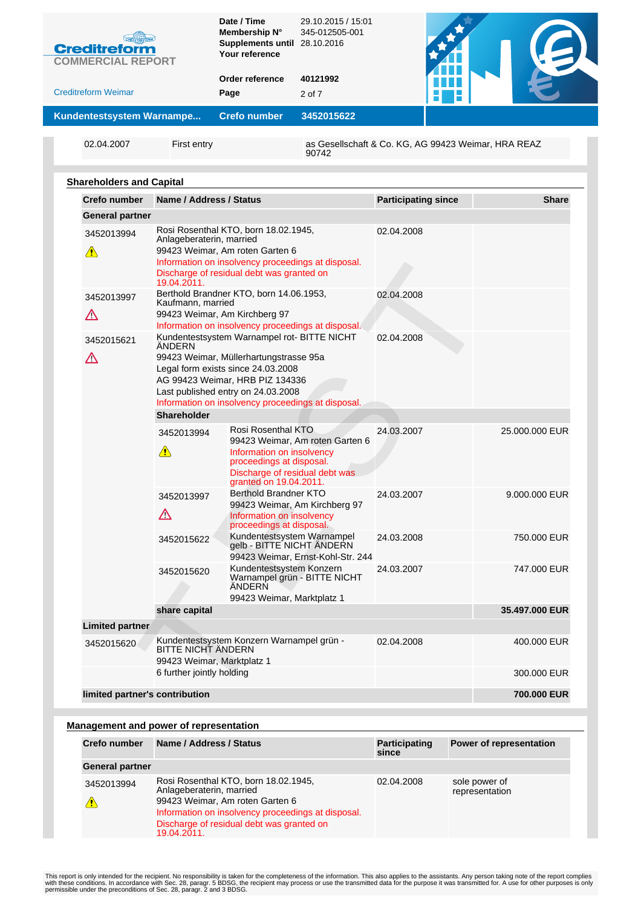| 02.04.2007 | First entry | as Gesellschaft & Co. KG, AG 99423 Weimar, HRA REAZ 90742 |
|---|---|---|

## Shareholders and Capital

| Crefo number | Name / Address / Status | | Participating since | Share |
|---|---|---|---|---|
| **General partner** | | | | |
| 3452013994 ⚠ | Rosi Rosenthal KTO, born 18.02.1945, Anlageberaterin, married<br>99423 Weimar, Am roten Garten 6<br>Information on insolvency proceedings at disposal.<br>Discharge of residual debt was granted on 19.04.2011. | | 02.04.2008 | |
| 3452013997 ⚠ | Berthold Brandner KTO, born 14.06.1953, Kaufmann, married<br>99423 Weimar, Am Kirchberg 97<br>Information on insolvency proceedings at disposal. | | 02.04.2008 | |
| 3452015621 ⚠ | Kundentestsystem Warnampel rot- BITTE NICHT ÄNDERN<br>99423 Weimar, Müllerhartungstrasse 95a<br>Legal form exists since 24.03.2008<br>AG 99423 Weimar, HRB PIZ 134336<br>Last published entry on 24.03.2008<br>Information on insolvency proceedings at disposal. | | 02.04.2008 | |
| | **Shareholder** | | | |
| | 3452013994 ⚠ | Rosi Rosenthal KTO<br>99423 Weimar, Am roten Garten 6<br>Information on insolvency proceedings at disposal.<br>Discharge of residual debt was granted on 19.04.2011. | 24.03.2007 | 25.000.000 EUR |
| | 3452013997 ⚠ | Berthold Brandner KTO<br>99423 Weimar, Am Kirchberg 97<br>Information on insolvency proceedings at disposal. | 24.03.2007 | 9.000.000 EUR |
| | 3452015622 | Kundentestsystem Warnampel gelb - BITTE NICHT ÄNDERN<br>99423 Weimar, Ernst-Kohl-Str. 244 | 24.03.2008 | 750.000 EUR |
| | 3452015620 | Kundentestsystem Konzern Warnampel grün - BITTE NICHT ÄNDERN<br>99423 Weimar, Marktplatz 1 | 24.03.2007 | 747.000 EUR |
| | **share capital** | | | **35.497.000 EUR** |
| **Limited partner** | | | | |
| 3452015620 | Kundentestsystem Konzern Warnampel grün - BITTE NICHT ÄNDERN<br>99423 Weimar, Marktplatz 1 | | 02.04.2008 | 400.000 EUR |
| | 6 further jointly holding | | | 300.000 EUR |
| **limited partner's contribution** | | | | **700.000 EUR** |

## Management and power of representation

| Crefo number | Name / Address / Status | Participating since | Power of representation |
|---|---|---|---|
| **General partner** | | | |
| 3452013994 ⚠ | Rosi Rosenthal KTO, born 18.02.1945, Anlageberaterin, married<br>99423 Weimar, Am roten Garten 6<br>Information on insolvency proceedings at disposal.<br>Discharge of residual debt was granted on 19.04.2011. | 02.04.2008 | sole power of representation |

This report is only intended for the recipient. No responsibility is taken for the completeness of the information. This also applies to the assistants. Any person taking note of the report complies with these conditions. In accordance with Sec. 28, paragr. 5 BDSG, the recipient may process or use the transmitted data for the purpose it was transmitted for. A use for other purposes is only permissible under the preconditions of Sec. 28, paragr. 2 and 3 BDSG.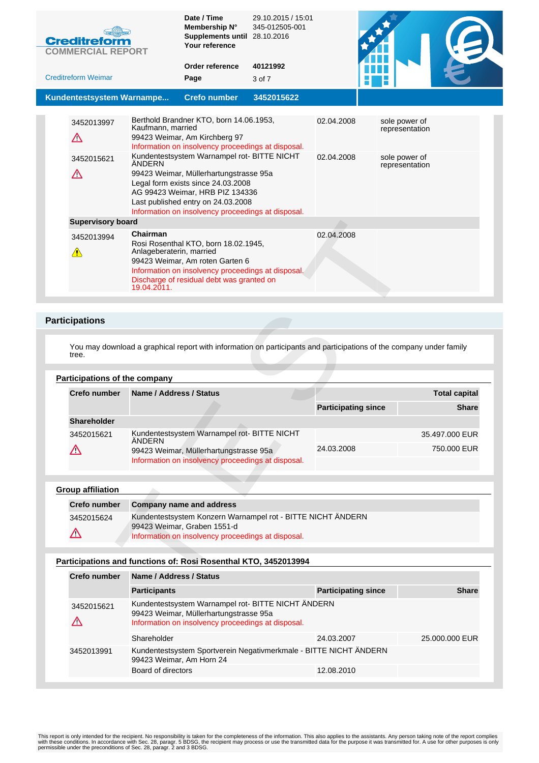| | | | |
|---|---|---|---|
| 3452013997 ⚠ | Berthold Brandner KTO, born 14.06.1953, Kaufmann, married<br>99423 Weimar, Am Kirchberg 97<br>Information on insolvency proceedings at disposal. | 02.04.2008 | sole power of representation |
| 3452015621 ⚠ | Kundentestsystem Warnampel rot- BITTE NICHT ÄNDERN<br>99423 Weimar, Müllerhartungstrasse 95a<br>Legal form exists since 24.03.2008<br>AG 99423 Weimar, HRB PIZ 134336<br>Last published entry on 24.03.2008<br>Information on insolvency proceedings at disposal. | 02.04.2008 | sole power of representation |
| **Supervisory board** | | | |
| 3452013994 ⚠ | **Chairman**<br>Rosi Rosenthal KTO, born 18.02.1945, Anlageberaterin, married<br>99423 Weimar, Am roten Garten 6<br>Information on insolvency proceedings at disposal.<br>Discharge of residual debt was granted on 19.04.2011. | 02.04.2008 | |

## Participations

You may download a graphical report with information on participants and participations of the company under family tree.

### Participations of the company

| Crefo number | Name / Address / Status | Participating since | Total capital / Share |
|---|---|---|---|
| **Shareholder** | | | |
| 3452015621 ⚠ | Kundentestsystem Warnampel rot- BITTE NICHT ÄNDERN<br>99423 Weimar, Müllerhartungstrasse 95a<br>Information on insolvency proceedings at disposal. | 24.03.2008 | 35.497.000 EUR<br>750.000 EUR |

### Group affiliation

| Crefo number | Company name and address |
|---|---|
| 3452015624 ⚠ | Kundentestsystem Konzern Warnampel rot - BITTE NICHT ÄNDERN<br>99423 Weimar, Graben 1551-d<br>Information on insolvency proceedings at disposal. |

### Participations and functions of: Rosi Rosenthal KTO, 3452013994

| Crefo number | Name / Address / Status | Participating since | Share |
|---|---|---|---|
| | **Participants** | | |
| 3452015621 ⚠ | Kundentestsystem Warnampel rot- BITTE NICHT ÄNDERN<br>99423 Weimar, Müllerhartungstrasse 95a<br>Information on insolvency proceedings at disposal. | | |
| | Shareholder | 24.03.2007 | 25.000.000 EUR |
| 3452013991 | Kundentestsystem Sportverein Negativmerkmale - BITTE NICHT ÄNDERN<br>99423 Weimar, Am Horn 24 | | |
| | Board of directors | 12.08.2010 | |

This report is only intended for the recipient. No responsibility is taken for the completeness of the information. This also applies to the assistants. Any person taking note of the report complies with these conditions. In accordance with Sec. 28, paragr. 5 BDSG, the recipient may process or use the transmitted data for the purpose it was transmitted for. A use for other purposes is only permissible under the preconditions of Sec. 28, paragr. 2 and 3 BDSG.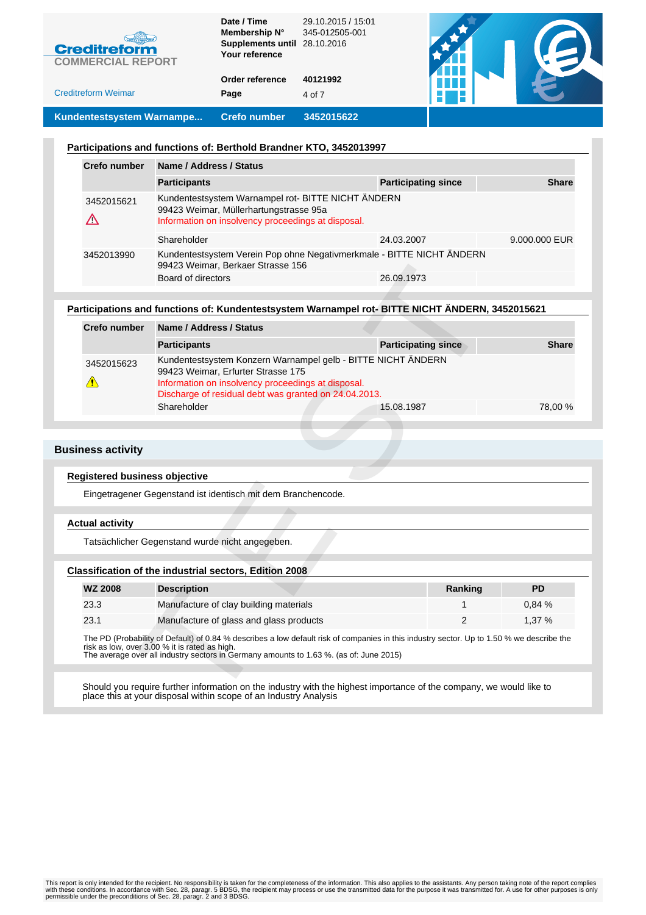## Participations and functions of: Berthold Brandner KTO, 3452013997

| Crefo number | Name / Address / Status | | |
|---|---|---|---|
| | **Participants** | **Participating since** | **Share** |
| 3452015621 ⚠ | Kundentestsystem Warnampel rot- BITTE NICHT ÄNDERN<br>99423 Weimar, Müllerhartungstrasse 95a<br>Information on insolvency proceedings at disposal. | | |
| | Shareholder | 24.03.2007 | 9.000.000 EUR |
| 3452013990 | Kundentestsystem Verein Pop ohne Negativmerkmale - BITTE NICHT ÄNDERN<br>99423 Weimar, Berkaer Strasse 156 | | |
| | Board of directors | 26.09.1973 | |

## Participations and functions of: Kundentestsystem Warnampel rot- BITTE NICHT ÄNDERN, 3452015621

| Crefo number | Name / Address / Status | | |
|---|---|---|---|
| | **Participants** | **Participating since** | **Share** |
| 3452015623 ⚠ | Kundentestsystem Konzern Warnampel gelb - BITTE NICHT ÄNDERN<br>99423 Weimar, Erfurter Strasse 175<br>Information on insolvency proceedings at disposal.<br>Discharge of residual debt was granted on 24.04.2013. | | |
| | Shareholder | 15.08.1987 | 78,00 % |

# Business activity

## Registered business objective

Eingetragener Gegenstand ist identisch mit dem Branchencode.

## Actual activity

Tatsächlicher Gegenstand wurde nicht angegeben.

## Classification of the industrial sectors, Edition 2008

| WZ 2008 | Description | Ranking | PD |
|---|---|---|---|
| 23.3 | Manufacture of clay building materials | 1 | 0,84 % |
| 23.1 | Manufacture of glass and glass products | 2 | 1,37 % |

The PD (Probability of Default) of 0.84 % describes a low default risk of companies in this industry sector. Up to 1.50 % we describe the risk as low, over 3.00 % it is rated as high.
The average over all industry sectors in Germany amounts to 1.63 %. (as of: June 2015)

Should you require further information on the industry with the highest importance of the company, we would like to place this at your disposal within scope of an Industry Analysis

This report is only intended for the recipient. No responsibility is taken for the completeness of the information. This also applies to the assistants. Any person taking note of the report complies with these conditions. In accordance with Sec. 28, paragr. 5 BDSG, the recipient may process or use the transmitted data for the purpose it was transmitted for. A use for other purposes is only permissible under the preconditions of Sec. 28, paragr. 2 and 3 BDSG.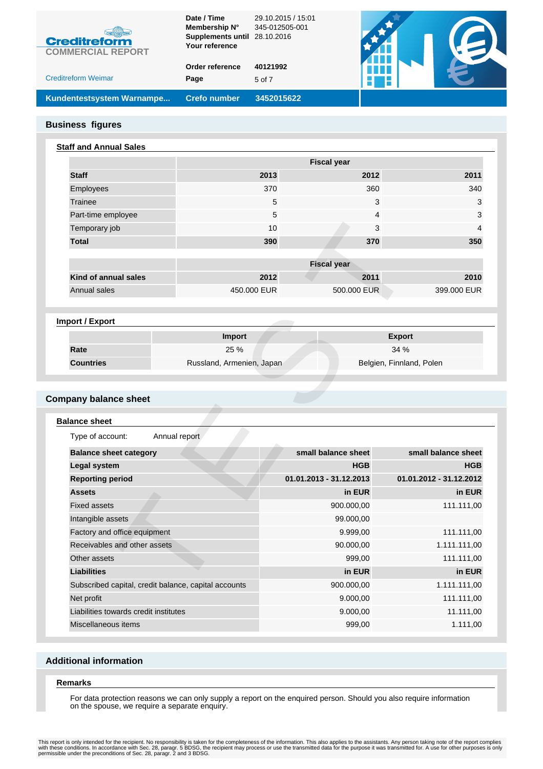## Business figures

### Staff and Annual Sales

| | Fiscal year | | |
|---|---|---|---|
| **Staff** | **2013** | **2012** | **2011** |
| Employees | 370 | 360 | 340 |
| Trainee | 5 | 3 | 3 |
| Part-time employee | 5 | 4 | 3 |
| Temporary job | 10 | 3 | 4 |
| **Total** | **390** | **370** | **350** |

| | Fiscal year | | |
|---|---|---|---|
| **Kind of annual sales** | **2012** | **2011** | **2010** |
| Annual sales | 450.000 EUR | 500.000 EUR | 399.000 EUR |

### Import / Export

| | Import | Export |
|---|---|---|
| **Rate** | 25 % | 34 % |
| **Countries** | Russland, Armenien, Japan | Belgien, Finnland, Polen |

## Company balance sheet

### Balance sheet

Type of account: Annual report

| **Balance sheet category** | **small balance sheet** | **small balance sheet** |
|---|---|---|
| **Legal system** | **HGB** | **HGB** |
| **Reporting period** | **01.01.2013 - 31.12.2013** | **01.01.2012 - 31.12.2012** |
| **Assets** | **in EUR** | **in EUR** |
| Fixed assets | 900.000,00 | 111.111,00 |
| Intangible assets | 99.000,00 | |
| Factory and office equipment | 9.999,00 | 111.111,00 |
| Receivables and other assets | 90.000,00 | 1.111.111,00 |
| Other assets | 999,00 | 111.111,00 |
| **Liabilities** | **in EUR** | **in EUR** |
| Subscribed capital, credit balance, capital accounts | 900.000,00 | 1.111.111,00 |
| Net profit | 9.000,00 | 111.111,00 |
| Liabilities towards credit institutes | 9.000,00 | 11.111,00 |
| Miscellaneous items | 999,00 | 1.111,00 |

## Additional information

### Remarks

For data protection reasons we can only supply a report on the enquired person. Should you also require information on the spouse, we require a separate enquiry.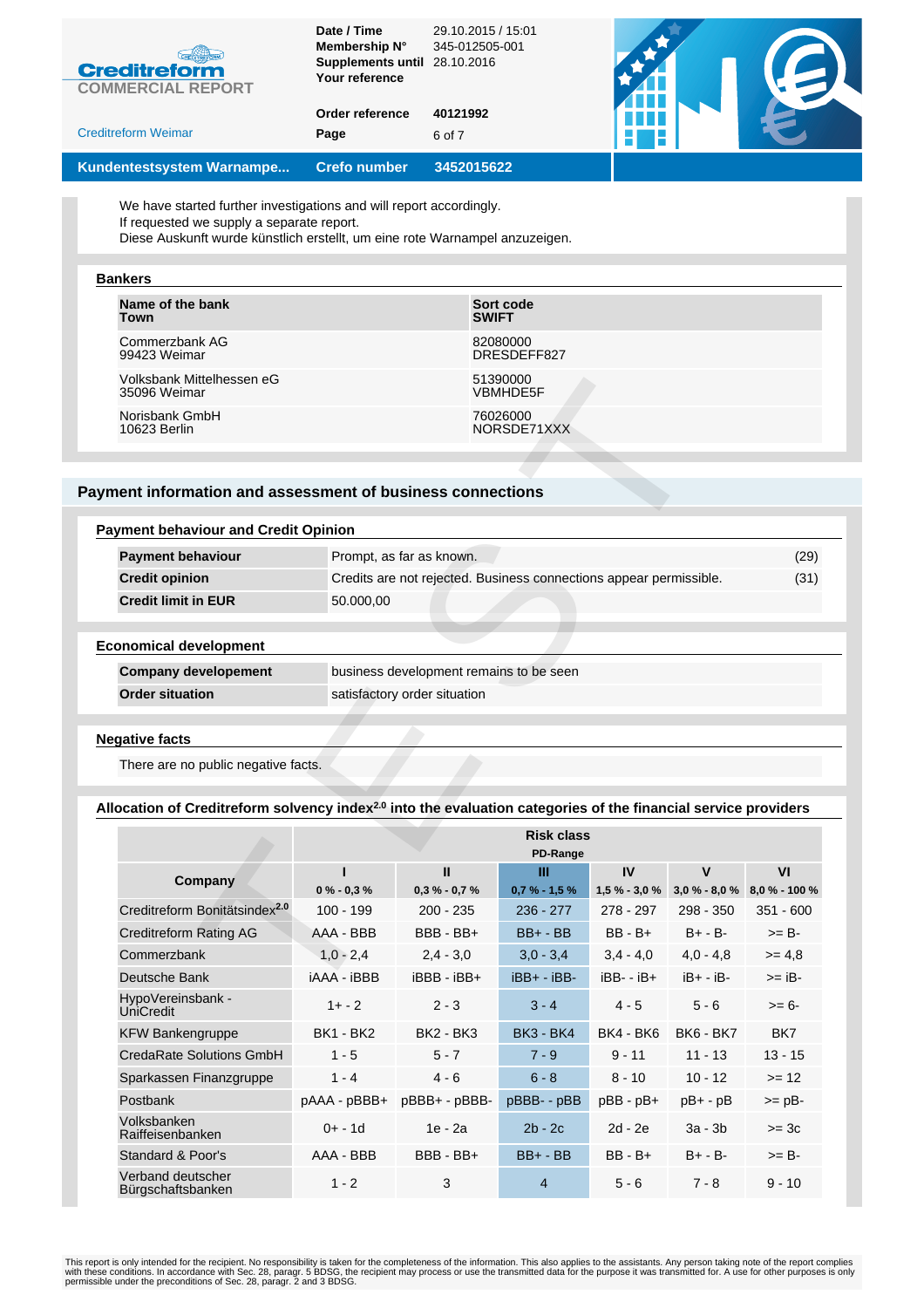We have started further investigations and will report accordingly.
If requested we supply a separate report.
Diese Auskunft wurde künstlich erstellt, um eine rote Warnampel anzuzeigen.

### Bankers

| Name of the bank<br>Town | Sort code<br>SWIFT |
|---|---|
| Commerzbank AG<br>99423 Weimar | 82080000<br>DRESDEFF827 |
| Volksbank Mittelhessen eG<br>35096 Weimar | 51390000<br>VBMHDE5F |
| Norisbank GmbH<br>10623 Berlin | 76026000<br>NORSDE71XXX |

## Payment information and assessment of business connections

### Payment behaviour and Credit Opinion

| | | |
|---|---|---|
| **Payment behaviour** | Prompt, as far as known. | (29) |
| **Credit opinion** | Credits are not rejected. Business connections appear permissible. | (31) |
| **Credit limit in EUR** | 50.000,00 | |

### Economical development

| | |
|---|---|
| **Company developement** | business development remains to be seen |
| **Order situation** | satisfactory order situation |

### Negative facts

There are no public negative facts.

### Allocation of Creditreform solvency index[2.0] into the evaluation categories of the financial service providers

| | Risk class PD-Range | | | | | |
|---|---|---|---|---|---|---|
| **Company** | **I**<br>0 % - 0,3 % | **II**<br>0,3 % - 0,7 % | **III**<br>0,7 % - 1,5 % | **IV**<br>1,5 % - 3,0 % | **V**<br>3,0 % - 8,0 % | **VI**<br>8,0 % - 100 % |
| Creditreform Bonitätsindex[2.0] | 100 - 199 | 200 - 235 | 236 - 277 | 278 - 297 | 298 - 350 | 351 - 600 |
| Creditreform Rating AG | AAA - BBB | BBB - BB+ | BB+ - BB | BB - B+ | B+ - B- | >= B- |
| Commerzbank | 1,0 - 2,4 | 2,4 - 3,0 | 3,0 - 3,4 | 3,4 - 4,0 | 4,0 - 4,8 | >= 4,8 |
| Deutsche Bank | iAAA - iBBB | iBBB - iBB+ | iBB+ - iBB- | iBB- - iB+ | iB+ - iB- | >= iB- |
| HypoVereinsbank - UniCredit | 1+ - 2 | 2 - 3 | 3 - 4 | 4 - 5 | 5 - 6 | >= 6- |
| KFW Bankengruppe | BK1 - BK2 | BK2 - BK3 | BK3 - BK4 | BK4 - BK6 | BK6 - BK7 | BK7 |
| CredaRate Solutions GmbH | 1 - 5 | 5 - 7 | 7 - 9 | 9 - 11 | 11 - 13 | 13 - 15 |
| Sparkassen Finanzgruppe | 1 - 4 | 4 - 6 | 6 - 8 | 8 - 10 | 10 - 12 | >= 12 |
| Postbank | pAAA - pBBB+ | pBBB+ - pBBB- | pBBB- - pBB | pBB - pB+ | pB+ - pB | >= pB- |
| Volksbanken Raiffeisenbanken | 0+ - 1d | 1e - 2a | 2b - 2c | 2d - 2e | 3a - 3b | >= 3c |
| Standard & Poor's | AAA - BBB | BBB - BB+ | BB+ - BB | BB - B+ | B+ - B- | >= B- |
| Verband deutscher Bürgschaftsbanken | 1 - 2 | 3 | 4 | 5 - 6 | 7 - 8 | 9 - 10 |

This report is only intended for the recipient. No responsibility is taken for the completeness of the information. This also applies to the assistants. Any person taking note of the report complies with these conditions. In accordance with Sec. 28, paragr. 5 BDSG, the recipient may process or use the transmitted data for the purpose it was transmitted for. A use for other purposes is only permissible under the preconditions of Sec. 28, paragr. 2 and 3 BDSG.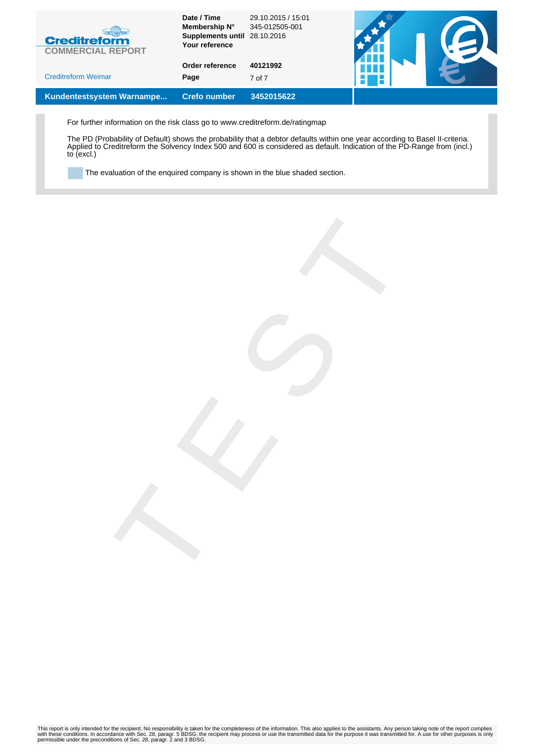For further information on the risk class go to www.creditreform.de/ratingmap

The PD (Probability of Default) shows the probability that a debtor defaults within one year according to Basel II-criteria. Applied to Creditreform the Solvency Index 500 and 600 is considered as default. Indication of the PD-Range from (incl.) to (excl.)

The evaluation of the enquired company is shown in the blue shaded section.

This report is only intended for the recipient. No responsibility is taken for the completeness of the information. This also applies to the assistants. Any person taking note of the report complies with these conditions. In accordance with Sec. 28, paragr. 5 BDSG, the recipient may process or use the transmitted data for the purpose it was transmitted for. A use for other purposes is only permissible under the preconditions of Sec. 28, paragr. 2 and 3 BDSG.